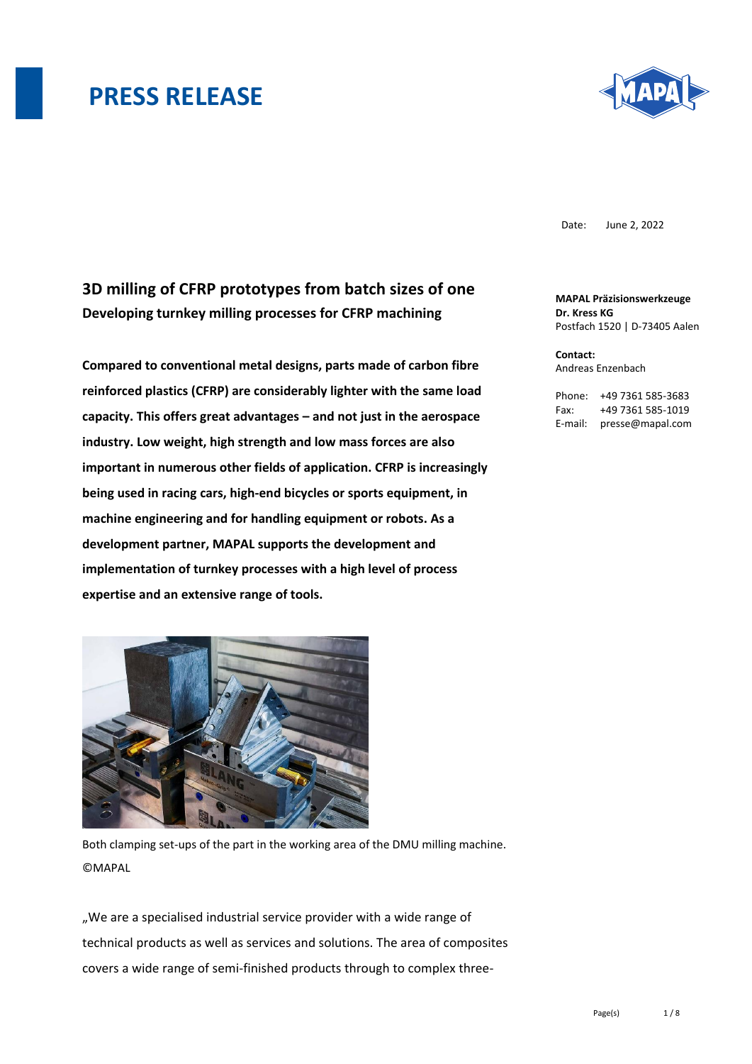# PRESS RELEASE

Date: June 2, 2022

**MAPAL Präzisionswerkzeuge Dr. Kress KG**
Postfach 1520 | D-73405 Aalen

**Contact:**
Andreas Enzenbach

Phone: +49 7361 585-3683
Fax: +49 7361 585-1019
E-mail: presse@mapal.com

## 3D milling of CFRP prototypes from batch sizes of one

### Developing turnkey milling processes for CFRP machining

**Compared to conventional metal designs, parts made of carbon fibre reinforced plastics (CFRP) are considerably lighter with the same load capacity. This offers great advantages – and not just in the aerospace industry. Low weight, high strength and low mass forces are also important in numerous other fields of application. CFRP is increasingly being used in racing cars, high-end bicycles or sports equipment, in machine engineering and for handling equipment or robots. As a development partner, MAPAL supports the development and implementation of turnkey processes with a high level of process expertise and an extensive range of tools.**

Both clamping set-ups of the part in the working area of the DMU milling machine. ©MAPAL

„We are a specialised industrial service provider with a wide range of technical products as well as services and solutions. The area of composites covers a wide range of semi-finished products through to complex three-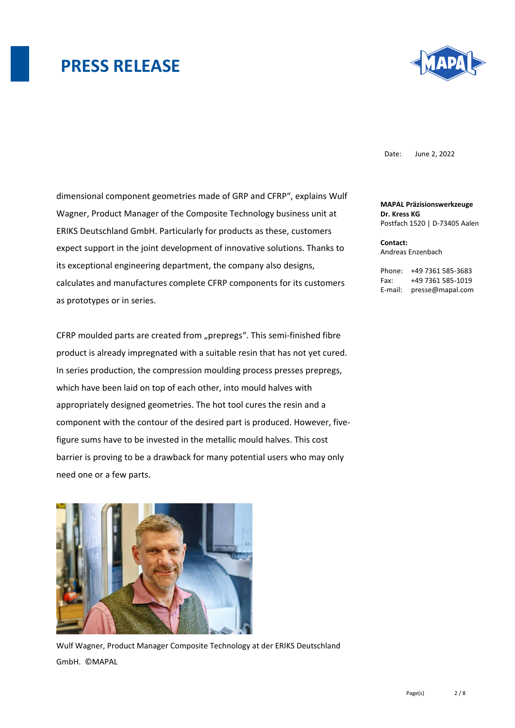dimensional component geometries made of GRP and CFRP“, explains Wulf Wagner, Product Manager of the Composite Technology business unit at ERIKS Deutschland GmbH. Particularly for products as these, customers expect support in the joint development of innovative solutions. Thanks to its exceptional engineering department, the company also designs, calculates and manufactures complete CFRP components for its customers as prototypes or in series.

CFRP moulded parts are created from „prepregs“. This semi-finished fibre product is already impregnated with a suitable resin that has not yet cured. In series production, the compression moulding process presses prepregs, which have been laid on top of each other, into mould halves with appropriately designed geometries. The hot tool cures the resin and a component with the contour of the desired part is produced. However, five-figure sums have to be invested in the metallic mould halves. This cost barrier is proving to be a drawback for many potential users who may only need one or a few parts.

Wulf Wagner, Product Manager Composite Technology at der ERIKS Deutschland GmbH. ©MAPAL

Date: June 2, 2022

**MAPAL Präzisionswerkzeuge Dr. Kress KG**
Postfach 1520 | D-73405 Aalen

**Contact:**
Andreas Enzenbach

Phone: +49 7361 585-3683
Fax: +49 7361 585-1019
E-mail: presse@mapal.com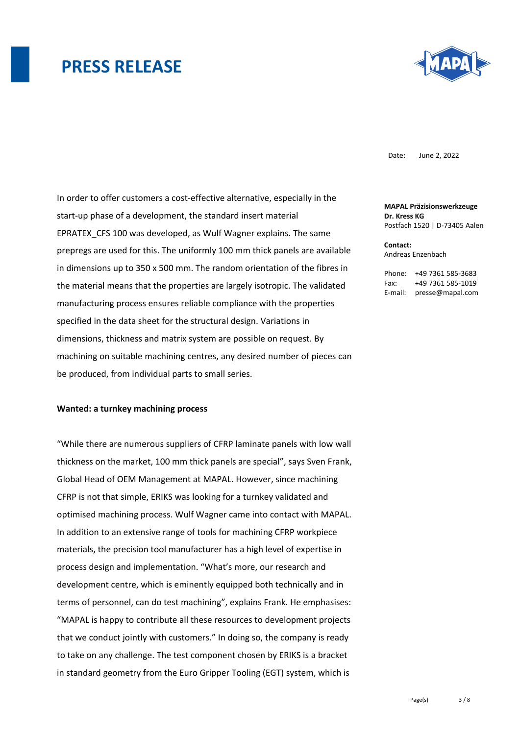Date: June 2, 2022

**MAPAL Präzisionswerkzeuge**
**Dr. Kress KG**
Postfach 1520 | D-73405 Aalen

**Contact:**
Andreas Enzenbach

Phone: +49 7361 585-3683
Fax: +49 7361 585-1019
E-mail: presse@mapal.com

In order to offer customers a cost-effective alternative, especially in the start-up phase of a development, the standard insert material EPRATEX_CFS 100 was developed, as Wulf Wagner explains. The same prepregs are used for this. The uniformly 100 mm thick panels are available in dimensions up to 350 x 500 mm. The random orientation of the fibres in the material means that the properties are largely isotropic. The validated manufacturing process ensures reliable compliance with the properties specified in the data sheet for the structural design. Variations in dimensions, thickness and matrix system are possible on request. By machining on suitable machining centres, any desired number of pieces can be produced, from individual parts to small series.

**Wanted: a turnkey machining process**

"While there are numerous suppliers of CFRP laminate panels with low wall thickness on the market, 100 mm thick panels are special", says Sven Frank, Global Head of OEM Management at MAPAL. However, since machining CFRP is not that simple, ERIKS was looking for a turnkey validated and optimised machining process. Wulf Wagner came into contact with MAPAL. In addition to an extensive range of tools for machining CFRP workpiece materials, the precision tool manufacturer has a high level of expertise in process design and implementation. "What's more, our research and development centre, which is eminently equipped both technically and in terms of personnel, can do test machining", explains Frank. He emphasises: "MAPAL is happy to contribute all these resources to development projects that we conduct jointly with customers." In doing so, the company is ready to take on any challenge. The test component chosen by ERIKS is a bracket in standard geometry from the Euro Gripper Tooling (EGT) system, which is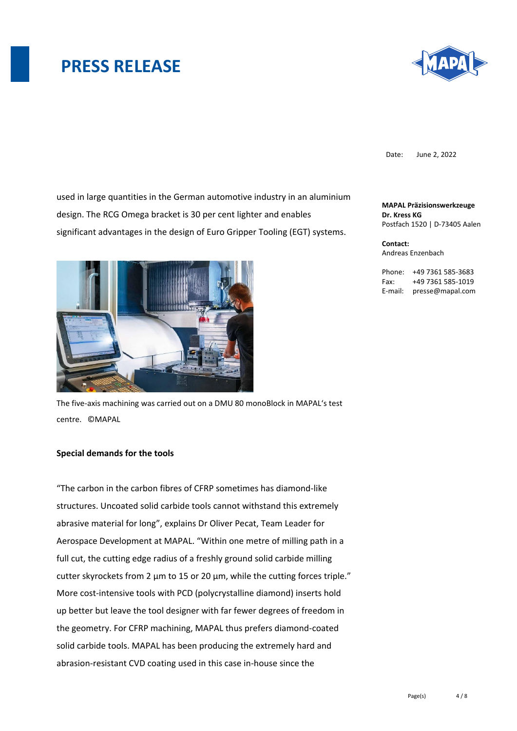used in large quantities in the German automotive industry in an aluminium design. The RCG Omega bracket is 30 per cent lighter and enables significant advantages in the design of Euro Gripper Tooling (EGT) systems.

The five-axis machining was carried out on a DMU 80 monoBlock in MAPAL's test centre. ©MAPAL

**Special demands for the tools**

"The carbon in the carbon fibres of CFRP sometimes has diamond-like structures. Uncoated solid carbide tools cannot withstand this extremely abrasive material for long", explains Dr Oliver Pecat, Team Leader for Aerospace Development at MAPAL. "Within one metre of milling path in a full cut, the cutting edge radius of a freshly ground solid carbide milling cutter skyrockets from 2 µm to 15 or 20 µm, while the cutting forces triple." More cost-intensive tools with PCD (polycrystalline diamond) inserts hold up better but leave the tool designer with far fewer degrees of freedom in the geometry. For CFRP machining, MAPAL thus prefers diamond-coated solid carbide tools. MAPAL has been producing the extremely hard and abrasion-resistant CVD coating used in this case in-house since the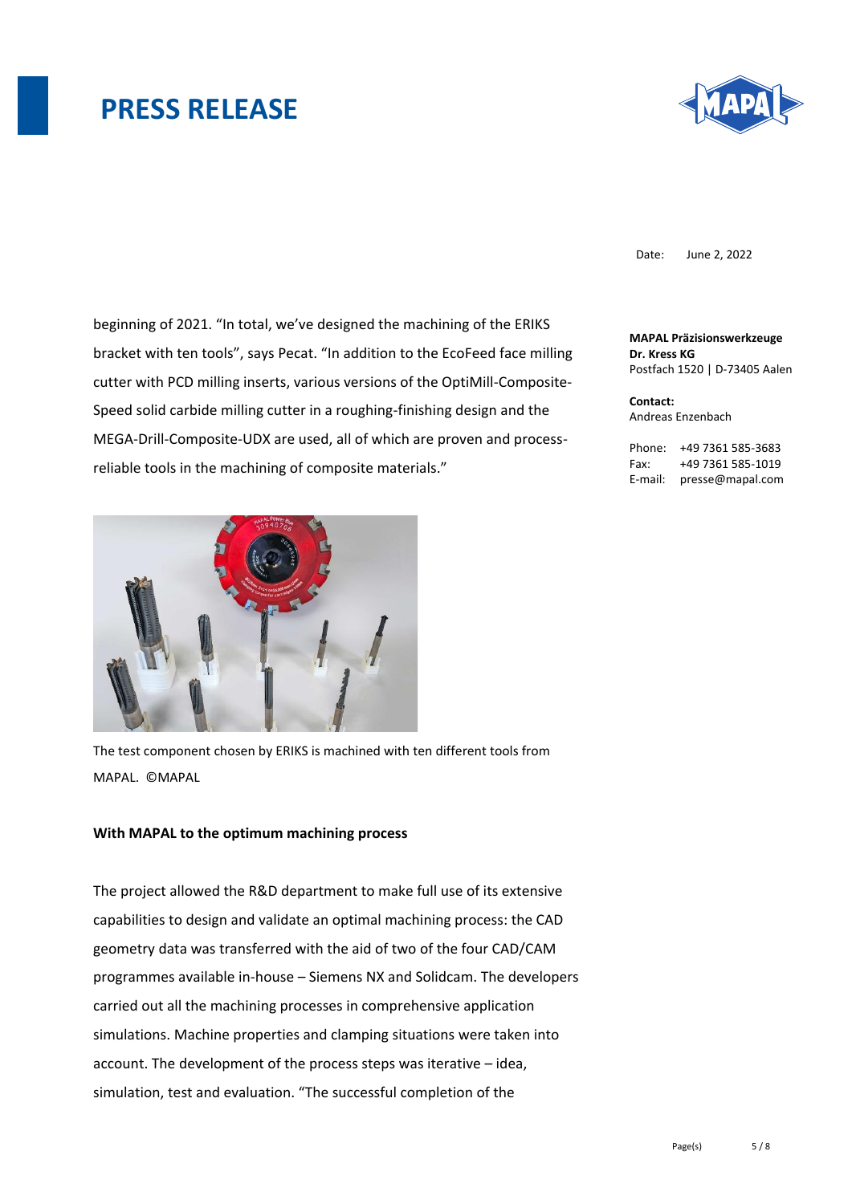beginning of 2021. “In total, we’ve designed the machining of the ERIKS bracket with ten tools”, says Pecat. “In addition to the EcoFeed face milling cutter with PCD milling inserts, various versions of the OptiMill-Composite-Speed solid carbide milling cutter in a roughing-finishing design and the MEGA-Drill-Composite-UDX are used, all of which are proven and process-reliable tools in the machining of composite materials.”

The test component chosen by ERIKS is machined with ten different tools from MAPAL. ©MAPAL

**With MAPAL to the optimum machining process**

The project allowed the R&D department to make full use of its extensive capabilities to design and validate an optimal machining process: the CAD geometry data was transferred with the aid of two of the four CAD/CAM programmes available in-house – Siemens NX and Solidcam. The developers carried out all the machining processes in comprehensive application simulations. Machine properties and clamping situations were taken into account. The development of the process steps was iterative – idea, simulation, test and evaluation. “The successful completion of the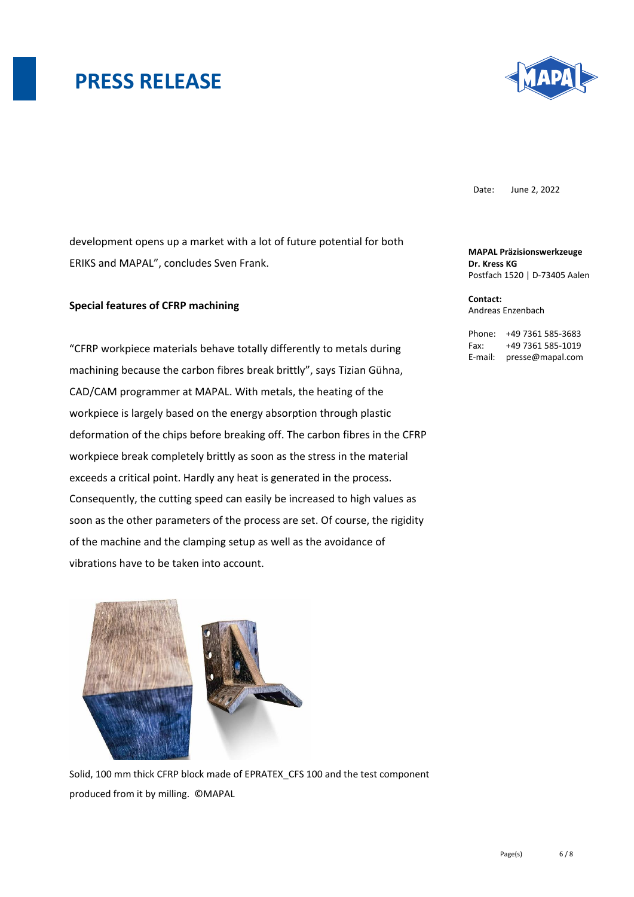development opens up a market with a lot of future potential for both ERIKS and MAPAL", concludes Sven Frank.

**Special features of CFRP machining**

"CFRP workpiece materials behave totally differently to metals during machining because the carbon fibres break brittly", says Tizian Gühna, CAD/CAM programmer at MAPAL. With metals, the heating of the workpiece is largely based on the energy absorption through plastic deformation of the chips before breaking off. The carbon fibres in the CFRP workpiece break completely brittly as soon as the stress in the material exceeds a critical point. Hardly any heat is generated in the process. Consequently, the cutting speed can easily be increased to high values as soon as the other parameters of the process are set. Of course, the rigidity of the machine and the clamping setup as well as the avoidance of vibrations have to be taken into account.

Solid, 100 mm thick CFRP block made of EPRATEX_CFS 100 and the test component produced from it by milling. ©MAPAL

Date: June 2, 2022

**MAPAL Präzisionswerkzeuge Dr. Kress KG**
Postfach 1520 | D-73405 Aalen

**Contact:**
Andreas Enzenbach

Phone: +49 7361 585-3683
Fax: +49 7361 585-1019
E-mail: presse@mapal.com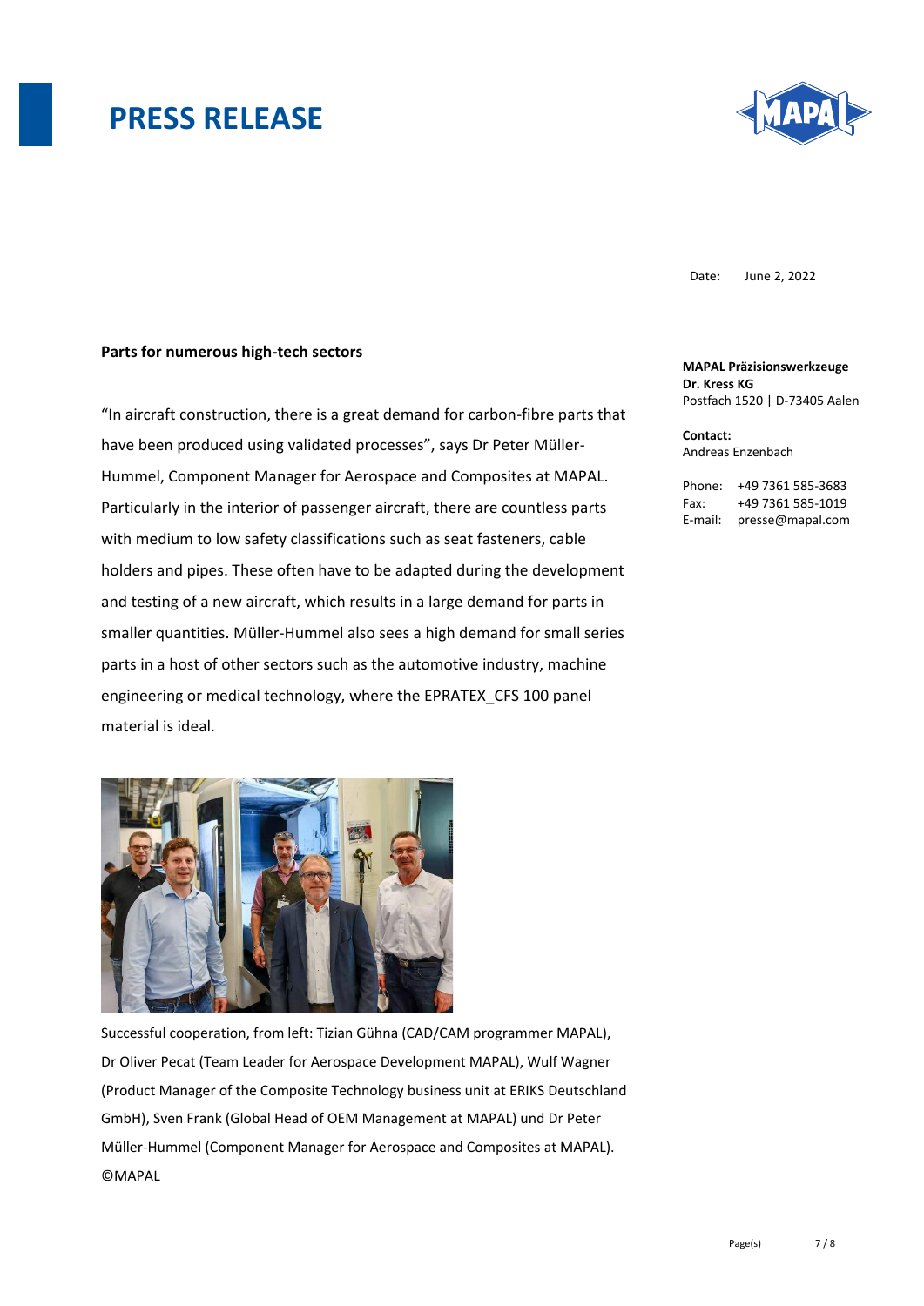# PRESS RELEASE

Date: June 2, 2022

**MAPAL Präzisionswerkzeuge**
**Dr. Kress KG**
Postfach 1520 | D-73405 Aalen

**Contact:**
Andreas Enzenbach

Phone: +49 7361 585-3683
Fax: +49 7361 585-1019
E-mail: presse@mapal.com

**Parts for numerous high-tech sectors**

"In aircraft construction, there is a great demand for carbon-fibre parts that have been produced using validated processes", says Dr Peter Müller-Hummel, Component Manager for Aerospace and Composites at MAPAL. Particularly in the interior of passenger aircraft, there are countless parts with medium to low safety classifications such as seat fasteners, cable holders and pipes. These often have to be adapted during the development and testing of a new aircraft, which results in a large demand for parts in smaller quantities. Müller-Hummel also sees a high demand for small series parts in a host of other sectors such as the automotive industry, machine engineering or medical technology, where the EPRATEX_CFS 100 panel material is ideal.

Successful cooperation, from left: Tizian Gühna (CAD/CAM programmer MAPAL), Dr Oliver Pecat (Team Leader for Aerospace Development MAPAL), Wulf Wagner (Product Manager of the Composite Technology business unit at ERIKS Deutschland GmbH), Sven Frank (Global Head of OEM Management at MAPAL) und Dr Peter Müller-Hummel (Component Manager for Aerospace and Composites at MAPAL). ©MAPAL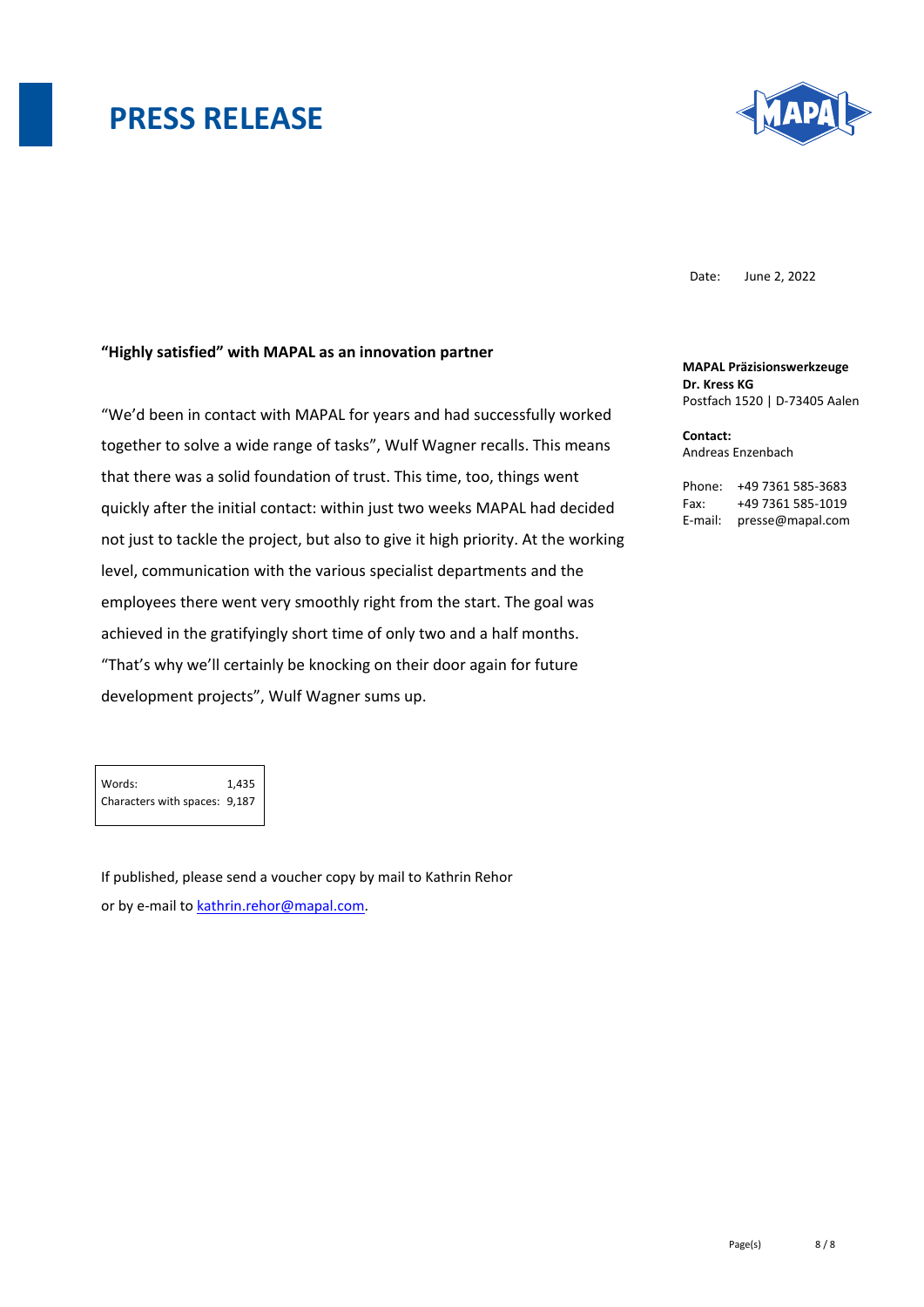# PRESS RELEASE

Date: June 2, 2022

**MAPAL Präzisionswerkzeuge Dr. Kress KG**
Postfach 1520 | D-73405 Aalen

**Contact:**
Andreas Enzenbach

Phone: +49 7361 585-3683
Fax: +49 7361 585-1019
E-mail: presse@mapal.com

**"Highly satisfied" with MAPAL as an innovation partner**

"We'd been in contact with MAPAL for years and had successfully worked together to solve a wide range of tasks", Wulf Wagner recalls. This means that there was a solid foundation of trust. This time, too, things went quickly after the initial contact: within just two weeks MAPAL had decided not just to tackle the project, but also to give it high priority. At the working level, communication with the various specialist departments and the employees there went very smoothly right from the start. The goal was achieved in the gratifyingly short time of only two and a half months. "That's why we'll certainly be knocking on their door again for future development projects", Wulf Wagner sums up.

| | |
|---|---|
| Words: | 1,435 |
| Characters with spaces: | 9,187 |

If published, please send a voucher copy by mail to Kathrin Rehor or by e-mail to kathrin.rehor@mapal.com.